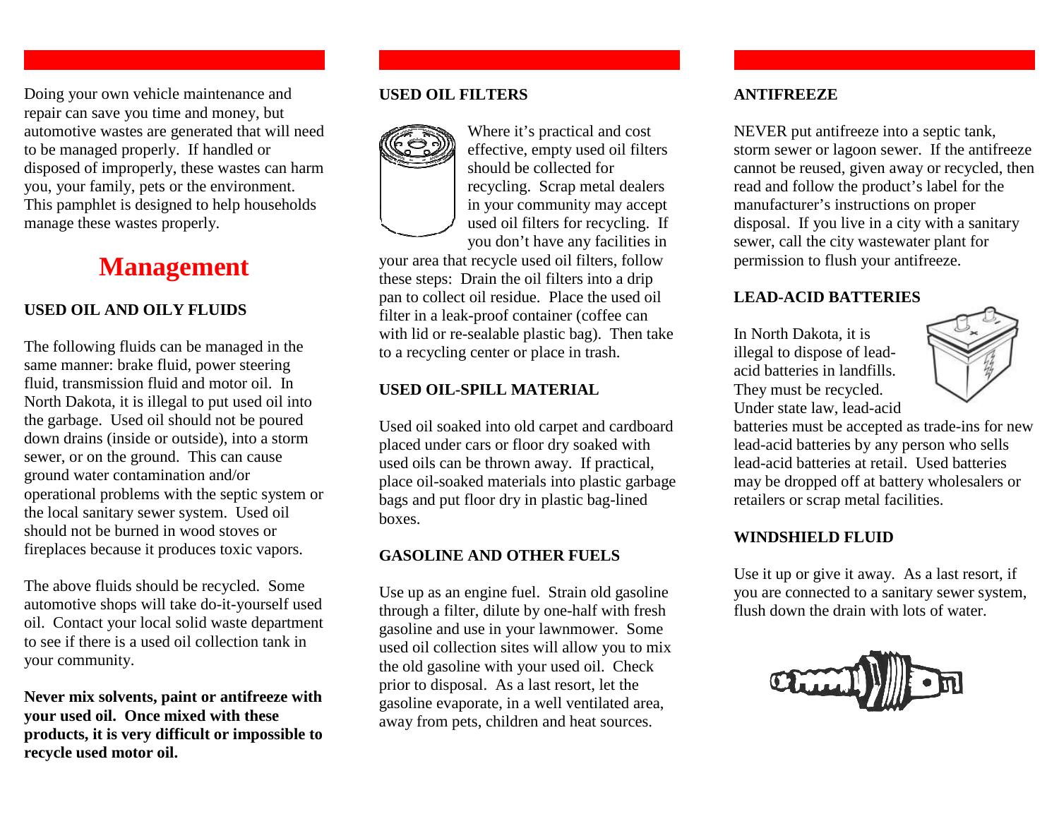Doing your own vehicle maintenance and repair can save you time and money, but automotive wastes are generated that will need to be managed properly. If handled or disposed of improperly, these wastes can harm you, your family, pets or the environment. This pamphlet is designed to help households manage these wastes properly.

# Management

### USED OIL AND OILY FLUIDS

The following fluids can be managed in the same manner: brake fluid, power steering fluid, transmission fluid and motor oil. In North Dakota, it is illegal to put used oil into the garbage. Used oil should not be poured down drains (inside or outside), into a storm sewer, or on the ground. This can cause ground water contamination and/or operational problems with the septic system or the local sanitary sewer system. Used oil should not be burned in wood stoves or fireplaces because it produces toxic vapors.

The above fluids should be recycled. Some automotive shops will take do-it-yourself used oil. Contact your local solid waste department to see if there is a used oil collection tank in your community.

**Never mix solvents, paint or antifreeze with your used oil. Once mixed with these products, it is very difficult or impossible to recycle used motor oil.**

### USED OIL FILTERS

Where it's practical and cost effective, empty used oil filters should be collected for recycling. Scrap metal dealers in your community may accept used oil filters for recycling. If you don't have any facilities in your area that recycle used oil filters, follow these steps: Drain the oil filters into a drip pan to collect oil residue. Place the used oil filter in a leak-proof container (coffee can with lid or re-sealable plastic bag). Then take to a recycling center or place in trash.

### USED OIL-SPILL MATERIAL

Used oil soaked into old carpet and cardboard placed under cars or floor dry soaked with used oils can be thrown away. If practical, place oil-soaked materials into plastic garbage bags and put floor dry in plastic bag-lined boxes.

### GASOLINE AND OTHER FUELS

Use up as an engine fuel. Strain old gasoline through a filter, dilute by one-half with fresh gasoline and use in your lawnmower. Some used oil collection sites will allow you to mix the old gasoline with your used oil. Check prior to disposal. As a last resort, let the gasoline evaporate, in a well ventilated area, away from pets, children and heat sources.

### ANTIFREEZE

NEVER put antifreeze into a septic tank, storm sewer or lagoon sewer. If the antifreeze cannot be reused, given away or recycled, then read and follow the product's label for the manufacturer's instructions on proper disposal. If you live in a city with a sanitary sewer, call the city wastewater plant for permission to flush your antifreeze.

### LEAD-ACID BATTERIES

In North Dakota, it is illegal to dispose of lead-acid batteries in landfills. They must be recycled. Under state law, lead-acid batteries must be accepted as trade-ins for new lead-acid batteries by any person who sells lead-acid batteries at retail. Used batteries may be dropped off at battery wholesalers or retailers or scrap metal facilities.

### WINDSHIELD FLUID

Use it up or give it away. As a last resort, if you are connected to a sanitary sewer system, flush down the drain with lots of water.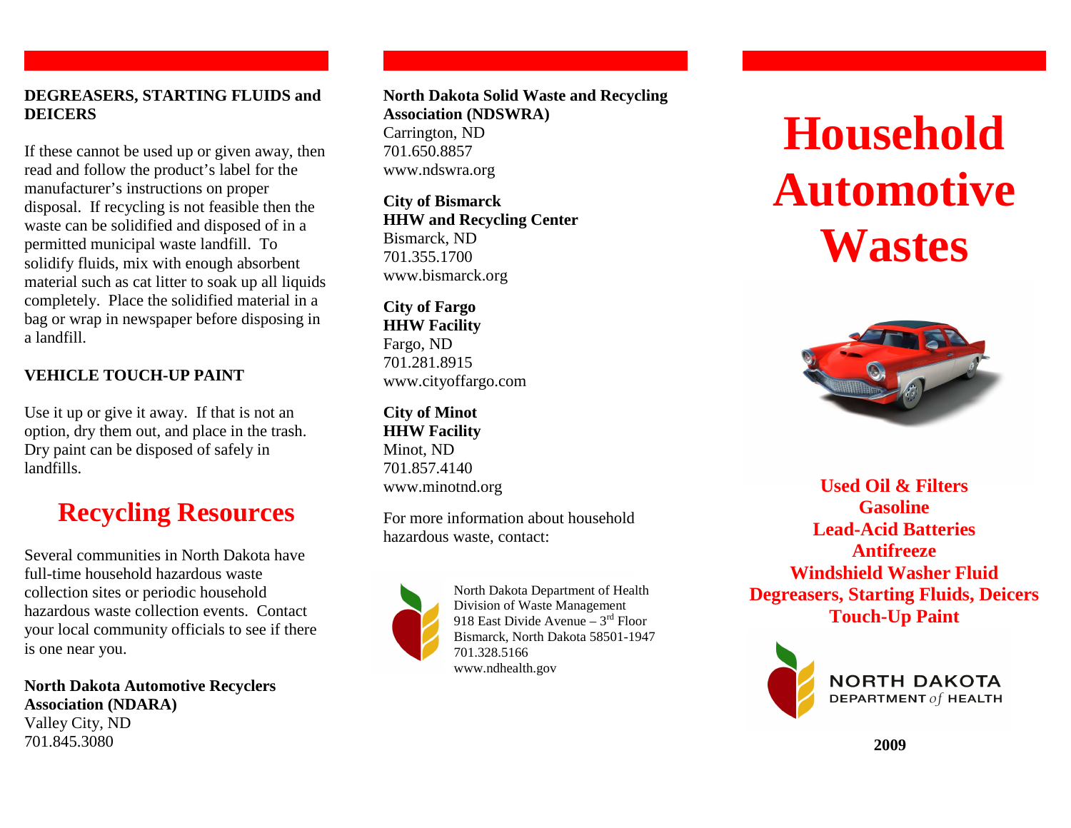**DEGREASERS, STARTING FLUIDS and DEICERS**

If these cannot be used up or given away, then read and follow the product's label for the manufacturer's instructions on proper disposal. If recycling is not feasible then the waste can be solidified and disposed of in a permitted municipal waste landfill. To solidify fluids, mix with enough absorbent material such as cat litter to soak up all liquids completely. Place the solidified material in a bag or wrap in newspaper before disposing in a landfill.

**VEHICLE TOUCH-UP PAINT**

Use it up or give it away. If that is not an option, dry them out, and place in the trash. Dry paint can be disposed of safely in landfills.

## Recycling Resources

Several communities in North Dakota have full-time household hazardous waste collection sites or periodic household hazardous waste collection events. Contact your local community officials to see if there is one near you.

**North Dakota Automotive Recyclers Association (NDARA)**
Valley City, ND
701.845.3080

**North Dakota Solid Waste and Recycling Association (NDSWRA)**
Carrington, ND
701.650.8857
www.ndswra.org

**City of Bismarck**
**HHW and Recycling Center**
Bismarck, ND
701.355.1700
www.bismarck.org

**City of Fargo**
**HHW Facility**
Fargo, ND
701.281.8915
www.cityoffargo.com

**City of Minot**
**HHW Facility**
Minot, ND
701.857.4140
www.minotnd.org

For more information about household hazardous waste, contact:

North Dakota Department of Health
Division of Waste Management
918 East Divide Avenue – 3rd Floor
Bismarck, North Dakota 58501-1947
701.328.5166
www.ndhealth.gov

# Household Automotive Wastes

**Used Oil & Filters**
**Gasoline**
**Lead-Acid Batteries**
**Antifreeze**
**Windshield Washer Fluid**
**Degreasers, Starting Fluids, Deicers**
**Touch-Up Paint**

NORTH DAKOTA
DEPARTMENT *of* HEALTH

**2009**